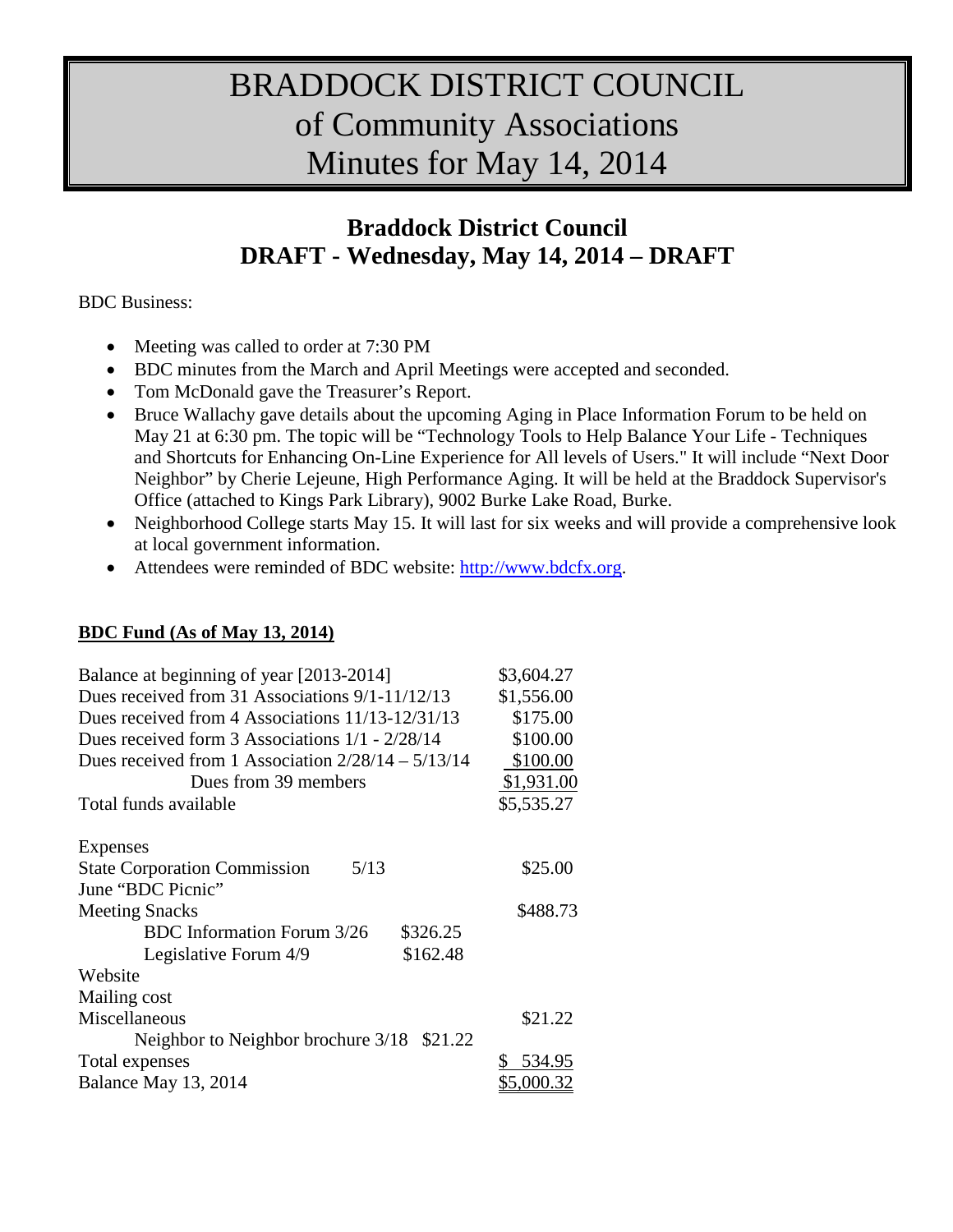# BRADDOCK DISTRICT COUNCIL of Community Associations Minutes for May 14, 2014

## Braddock District Council DRAFT - Wednesday, May 14, 2014 – DRAFT

BDC Business:

- Meeting was called to order at 7:30 PM
- BDC minutes from the March and April Meetings were accepted and seconded.
- Tom McDonald gave the Treasurer's Report.
- Bruce Wallachy gave details about the upcoming Aging in Place Information Forum to be held on May 21 at 6:30 pm. The topic will be "Technology Tools to Help Balance Your Life - Techniques and Shortcuts for Enhancing On-Line Experience for All levels of Users." It will include "Next Door Neighbor" by Cherie Lejeune, High Performance Aging. It will be held at the Braddock Supervisor's Office (attached to Kings Park Library), 9002 Burke Lake Road, Burke.
- Neighborhood College starts May 15. It will last for six weeks and will provide a comprehensive look at local government information.
- Attendees were reminded of BDC website: http://www.bdcfx.org.

**BDC Fund (As of May 13, 2014)**

| | | |
|---|---|---|
| Balance at beginning of year [2013-2014] | | $3,604.27 |
| Dues received from 31 Associations 9/1-11/12/13 | | $1,556.00 |
| Dues received from 4 Associations 11/13-12/31/13 | | $175.00 |
| Dues received form 3 Associations 1/1 - 2/28/14 | | $100.00 |
| Dues received from 1 Association 2/28/14 – 5/13/14 | | $100.00 |
| Dues from 39 members | | $1,931.00 |
| Total funds available | | $5,535.27 |
| | | |
| Expenses | | |
| State Corporation Commission 5/13 | | $25.00 |
| June "BDC Picnic" | | |
| Meeting Snacks | | $488.73 |
| BDC Information Forum 3/26 | $326.25 | |
| Legislative Forum 4/9 | $162.48 | |
| Website | | |
| Mailing cost | | |
| Miscellaneous | | $21.22 |
| Neighbor to Neighbor brochure 3/18 | $21.22 | |
| Total expenses | | $ 534.95 |
| Balance May 13, 2014 | | $5,000.32 |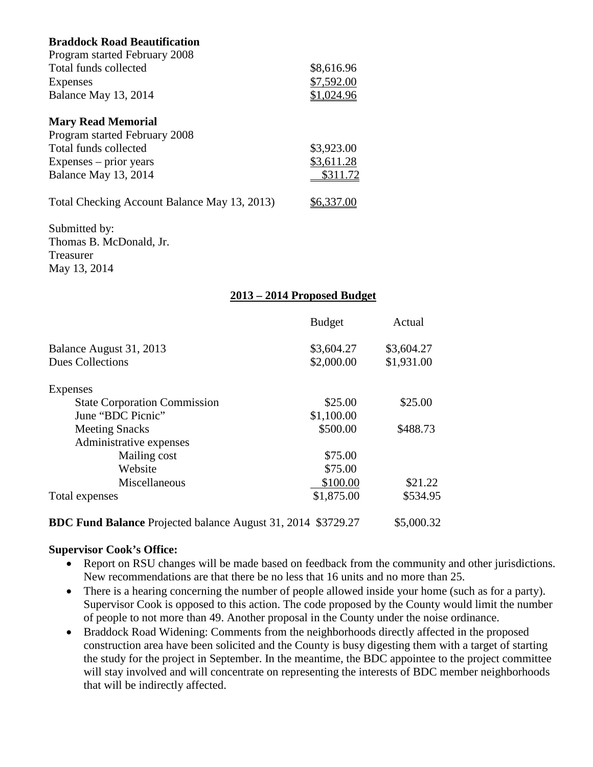**Braddock Road Beautification**

| | |
|---|---|
| Program started February 2008 | |
| Total funds collected | $8,616.96 |
| Expenses | $7,592.00 |
| Balance May 13, 2014 | $1,024.96 |

**Mary Read Memorial**

| | |
|---|---|
| Program started February 2008 | |
| Total funds collected | $3,923.00 |
| Expenses – prior years | $3,611.28 |
| Balance May 13, 2014 | $311.72 |

| | |
|---|---|
| Total Checking Account Balance May 13, 2013) | $6,337.00 |

Submitted by:
Thomas B. McDonald, Jr.
Treasurer
May 13, 2014

## 2013 – 2014 Proposed Budget

| | Budget | Actual |
|---|---|---|
| Balance August 31, 2013 | $3,604.27 | $3,604.27 |
| Dues Collections | $2,000.00 | $1,931.00 |
| Expenses | | |
| State Corporation Commission | $25.00 | $25.00 |
| June "BDC Picnic" | $1,100.00 | |
| Meeting Snacks | $500.00 | $488.73 |
| Administrative expenses | | |
| Mailing cost | $75.00 | |
| Website | $75.00 | |
| Miscellaneous | $100.00 | $21.22 |
| Total expenses | $1,875.00 | $534.95 |
| **BDC Fund Balance** Projected balance August 31, 2014 | $3729.27 | $5,000.32 |

**Supervisor Cook's Office:**

- Report on RSU changes will be made based on feedback from the community and other jurisdictions. New recommendations are that there be no less that 16 units and no more than 25.
- There is a hearing concerning the number of people allowed inside your home (such as for a party). Supervisor Cook is opposed to this action. The code proposed by the County would limit the number of people to not more than 49. Another proposal in the County under the noise ordinance.
- Braddock Road Widening: Comments from the neighborhoods directly affected in the proposed construction area have been solicited and the County is busy digesting them with a target of starting the study for the project in September. In the meantime, the BDC appointee to the project committee will stay involved and will concentrate on representing the interests of BDC member neighborhoods that will be indirectly affected.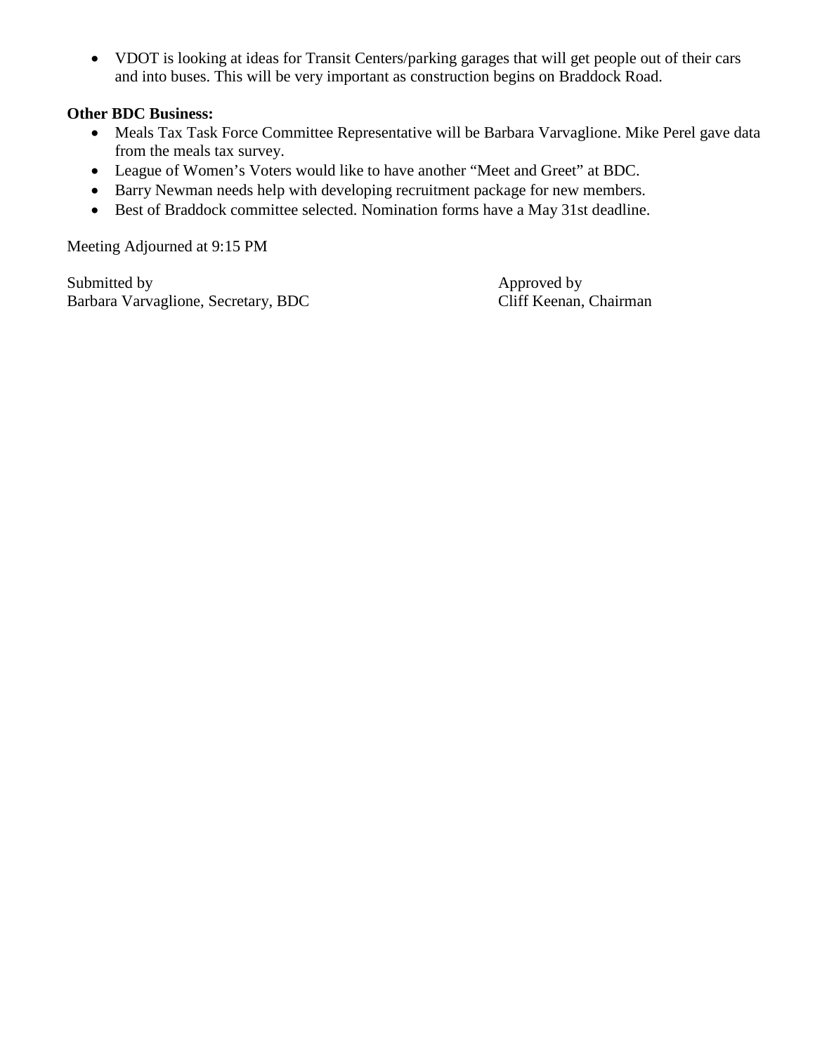- VDOT is looking at ideas for Transit Centers/parking garages that will get people out of their cars and into buses. This will be very important as construction begins on Braddock Road.

**Other BDC Business:**

- Meals Tax Task Force Committee Representative will be Barbara Varvaglione. Mike Perel gave data from the meals tax survey.
- League of Women's Voters would like to have another "Meet and Greet" at BDC.
- Barry Newman needs help with developing recruitment package for new members.
- Best of Braddock committee selected. Nomination forms have a May 31st deadline.

Meeting Adjourned at 9:15 PM

Submitted by
Barbara Varvaglione, Secretary, BDC

Approved by
Cliff Keenan, Chairman